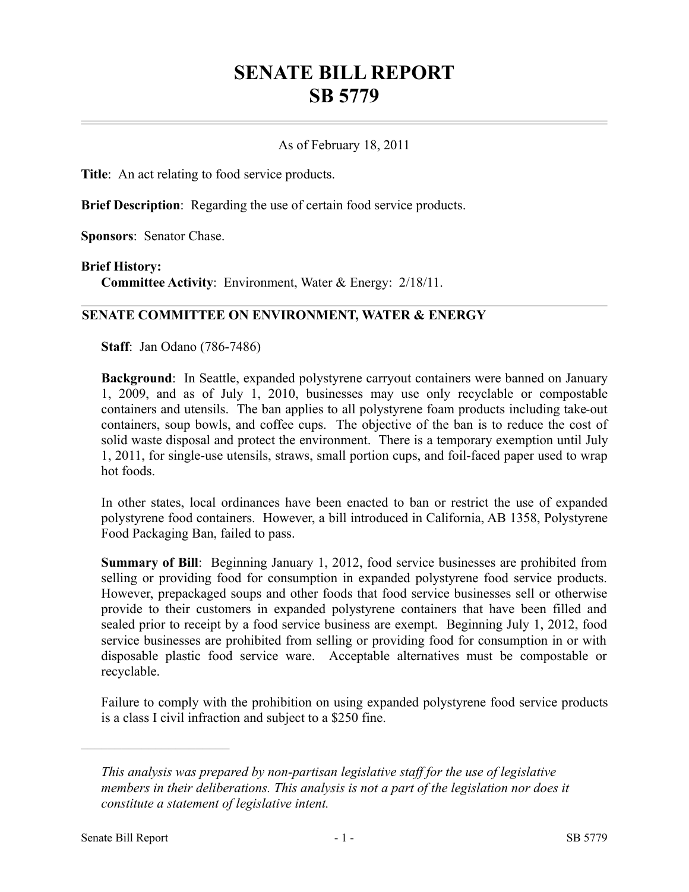# SENATE BILL REPORT
# SB 5779

As of February 18, 2011

**Title**: An act relating to food service products.

**Brief Description**: Regarding the use of certain food service products.

**Sponsors**: Senator Chase.

**Brief History:**

**Committee Activity**: Environment, Water & Energy: 2/18/11.

## SENATE COMMITTEE ON ENVIRONMENT, WATER & ENERGY

**Staff**: Jan Odano (786-7486)

**Background**: In Seattle, expanded polystyrene carryout containers were banned on January 1, 2009, and as of July 1, 2010, businesses may use only recyclable or compostable containers and utensils. The ban applies to all polystyrene foam products including take-out containers, soup bowls, and coffee cups. The objective of the ban is to reduce the cost of solid waste disposal and protect the environment. There is a temporary exemption until July 1, 2011, for single-use utensils, straws, small portion cups, and foil-faced paper used to wrap hot foods.

In other states, local ordinances have been enacted to ban or restrict the use of expanded polystyrene food containers. However, a bill introduced in California, AB 1358, Polystyrene Food Packaging Ban, failed to pass.

**Summary of Bill**: Beginning January 1, 2012, food service businesses are prohibited from selling or providing food for consumption in expanded polystyrene food service products. However, prepackaged soups and other foods that food service businesses sell or otherwise provide to their customers in expanded polystyrene containers that have been filled and sealed prior to receipt by a food service business are exempt. Beginning July 1, 2012, food service businesses are prohibited from selling or providing food for consumption in or with disposable plastic food service ware. Acceptable alternatives must be compostable or recyclable.

Failure to comply with the prohibition on using expanded polystyrene food service products is a class I civil infraction and subject to a $250 fine.

---

*This analysis was prepared by non-partisan legislative staff for the use of legislative members in their deliberations. This analysis is not a part of the legislation nor does it constitute a statement of legislative intent.*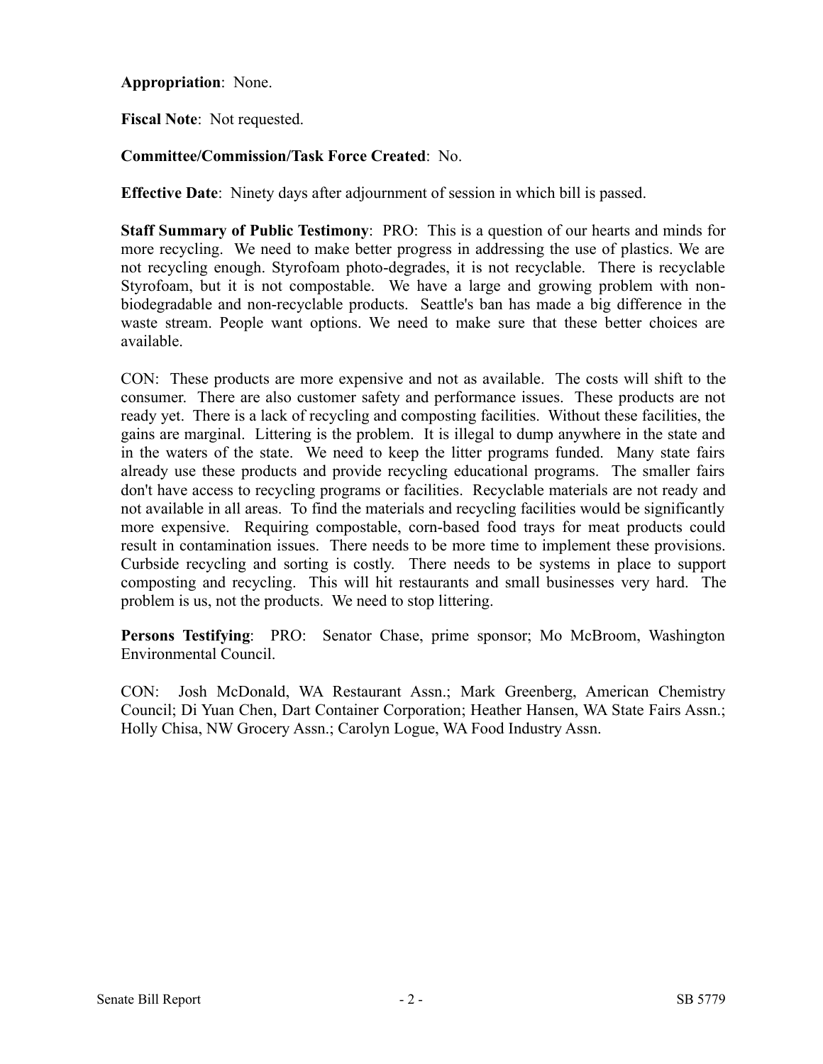**Appropriation**: None.

**Fiscal Note**: Not requested.

**Committee/Commission/Task Force Created**: No.

**Effective Date**: Ninety days after adjournment of session in which bill is passed.

**Staff Summary of Public Testimony**: PRO: This is a question of our hearts and minds for more recycling. We need to make better progress in addressing the use of plastics. We are not recycling enough. Styrofoam photo-degrades, it is not recyclable. There is recyclable Styrofoam, but it is not compostable. We have a large and growing problem with non-biodegradable and non-recyclable products. Seattle's ban has made a big difference in the waste stream. People want options. We need to make sure that these better choices are available.

CON: These products are more expensive and not as available. The costs will shift to the consumer. There are also customer safety and performance issues. These products are not ready yet. There is a lack of recycling and composting facilities. Without these facilities, the gains are marginal. Littering is the problem. It is illegal to dump anywhere in the state and in the waters of the state. We need to keep the litter programs funded. Many state fairs already use these products and provide recycling educational programs. The smaller fairs don't have access to recycling programs or facilities. Recyclable materials are not ready and not available in all areas. To find the materials and recycling facilities would be significantly more expensive. Requiring compostable, corn-based food trays for meat products could result in contamination issues. There needs to be more time to implement these provisions. Curbside recycling and sorting is costly. There needs to be systems in place to support composting and recycling. This will hit restaurants and small businesses very hard. The problem is us, not the products. We need to stop littering.

**Persons Testifying**: PRO: Senator Chase, prime sponsor; Mo McBroom, Washington Environmental Council.

CON: Josh McDonald, WA Restaurant Assn.; Mark Greenberg, American Chemistry Council; Di Yuan Chen, Dart Container Corporation; Heather Hansen, WA State Fairs Assn.; Holly Chisa, NW Grocery Assn.; Carolyn Logue, WA Food Industry Assn.